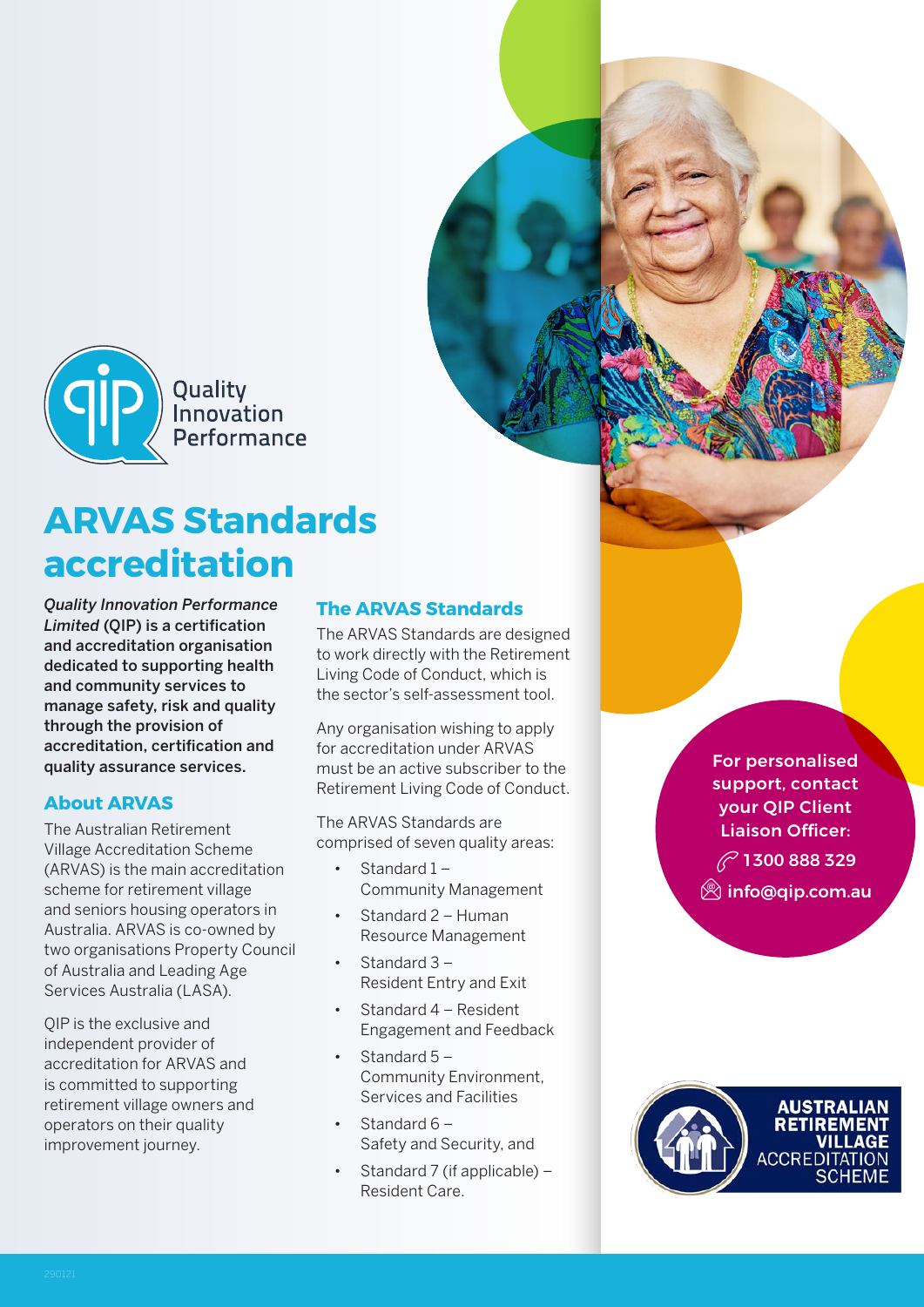Quality Innovation Performance

# ARVAS Standards accreditation

***Quality Innovation Performance Limited*** **(QIP) is a certification and accreditation organisation dedicated to supporting health and community services to manage safety, risk and quality through the provision of accreditation, certification and quality assurance services.**

## About ARVAS

The Australian Retirement Village Accreditation Scheme (ARVAS) is the main accreditation scheme for retirement village and seniors housing operators in Australia. ARVAS is co-owned by two organisations Property Council of Australia and Leading Age Services Australia (LASA).

QIP is the exclusive and independent provider of accreditation for ARVAS and is committed to supporting retirement village owners and operators on their quality improvement journey.

## The ARVAS Standards

The ARVAS Standards are designed to work directly with the Retirement Living Code of Conduct, which is the sector's self-assessment tool.

Any organisation wishing to apply for accreditation under ARVAS must be an active subscriber to the Retirement Living Code of Conduct.

The ARVAS Standards are comprised of seven quality areas:

- Standard 1 – Community Management
- Standard 2 – Human Resource Management
- Standard 3 – Resident Entry and Exit
- Standard 4 – Resident Engagement and Feedback
- Standard 5 – Community Environment, Services and Facilities
- Standard 6 – Safety and Security, and
- Standard 7 (if applicable) – Resident Care.

**For personalised support, contact your QIP Client Liaison Officer:**

**1300 888 329**

**info@qip.com.au**

AUSTRALIAN RETIREMENT VILLAGE ACCREDITATION SCHEME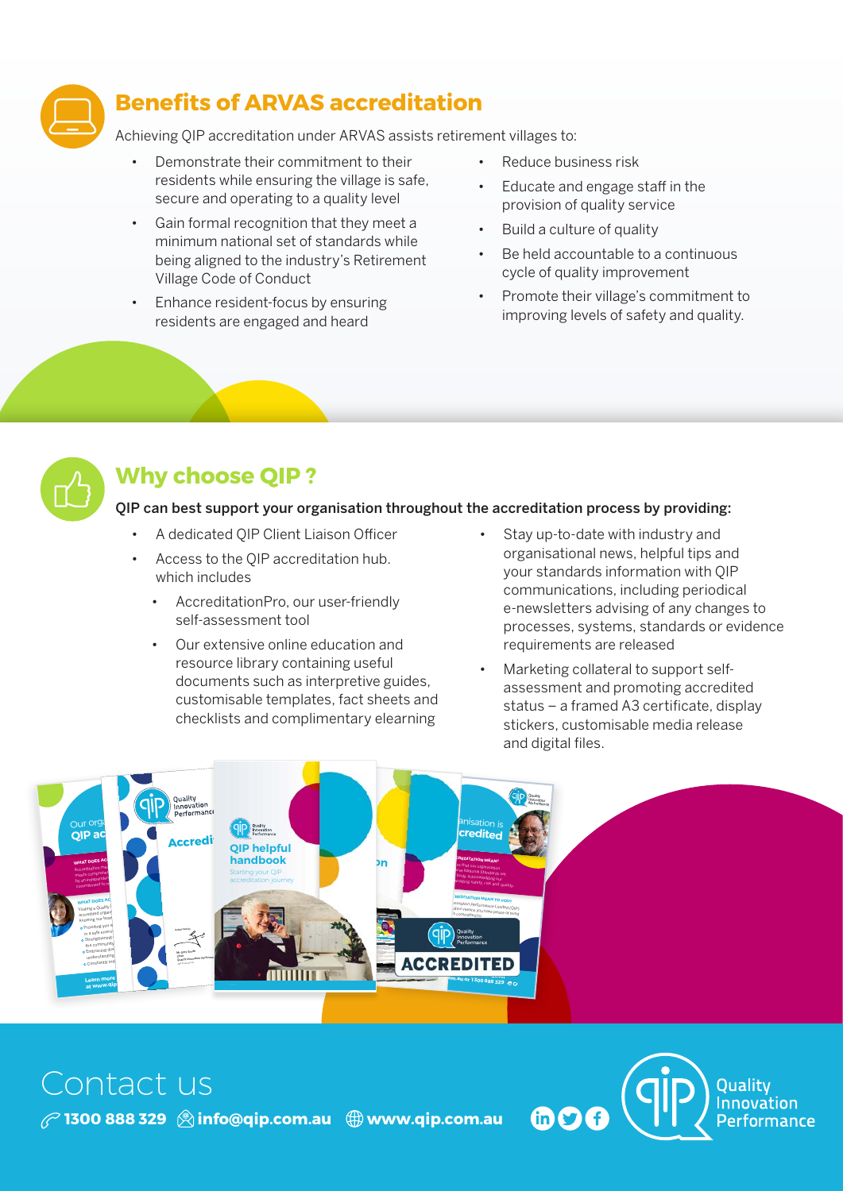## Benefits of ARVAS accreditation

Achieving QIP accreditation under ARVAS assists retirement villages to:

- Demonstrate their commitment to their residents while ensuring the village is safe, secure and operating to a quality level
- Gain formal recognition that they meet a minimum national set of standards while being aligned to the industry's Retirement Village Code of Conduct
- Enhance resident-focus by ensuring residents are engaged and heard
- Reduce business risk
- Educate and engage staff in the provision of quality service
- Build a culture of quality
- Be held accountable to a continuous cycle of quality improvement
- Promote their village's commitment to improving levels of safety and quality.

## Why choose QIP ?

**QIP can best support your organisation throughout the accreditation process by providing:**

- A dedicated QIP Client Liaison Officer
- Access to the QIP accreditation hub. which includes
  - AccreditationPro, our user-friendly self-assessment tool
  - Our extensive online education and resource library containing useful documents such as interpretive guides, customisable templates, fact sheets and checklists and complimentary elearning
- Stay up-to-date with industry and organisational news, helpful tips and your standards information with QIP communications, including periodical e-newsletters advising of any changes to processes, systems, standards or evidence requirements are released
- Marketing collateral to support self-assessment and promoting accredited status – a framed A3 certificate, display stickers, customisable media release and digital files.

## Contact us

**1300 888 329** **info@qip.com.au** **www.qip.com.au**

Quality Innovation Performance